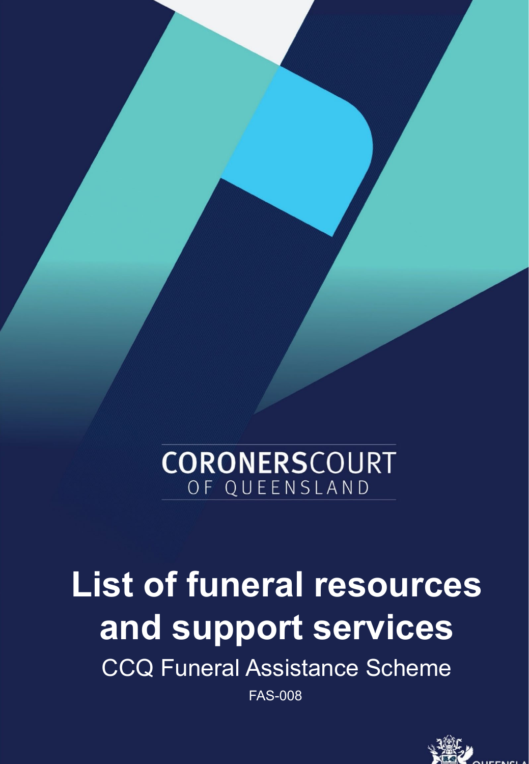CORONERSCOURT
OF QUEENSLAND

# List of funeral resources and support services

## CCQ Funeral Assistance Scheme

FAS-008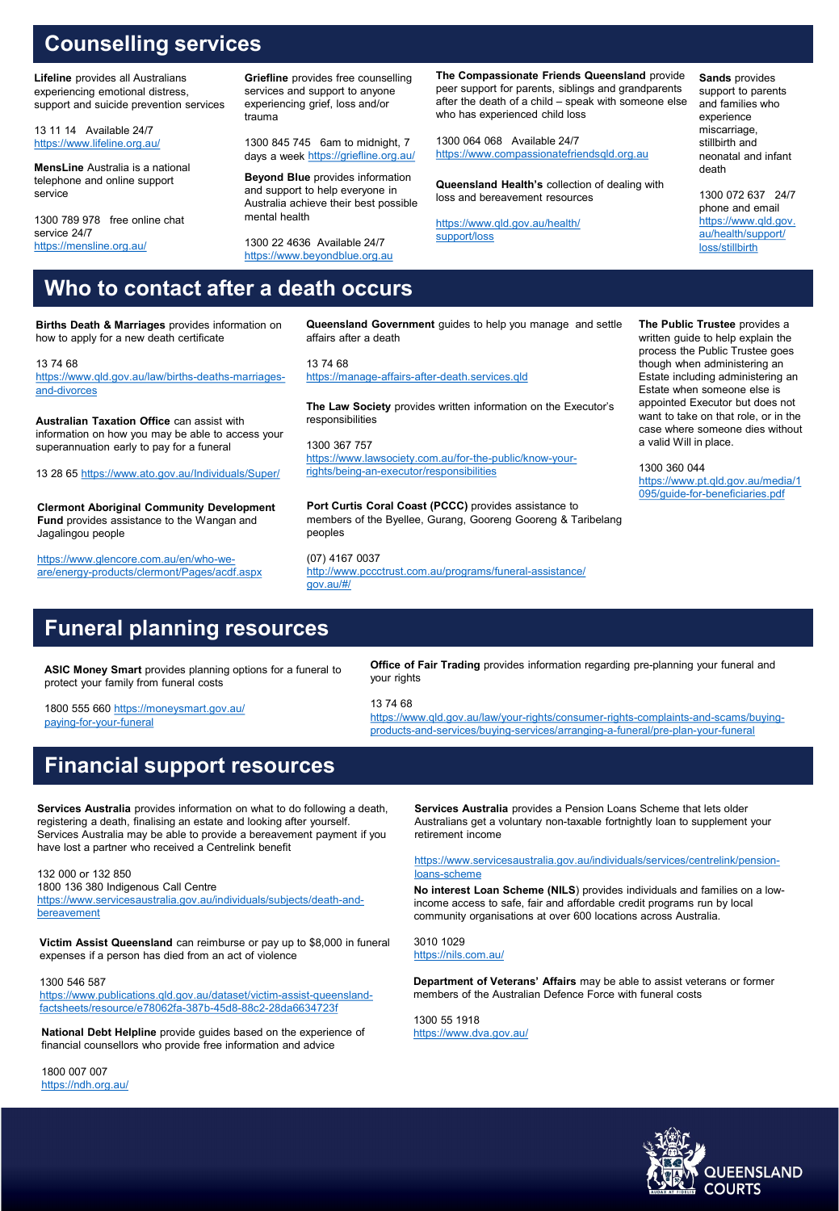## Counselling services

**Lifeline** provides all Australians experiencing emotional distress, support and suicide prevention services

13 11 14   Available 24/7
https://www.lifeline.org.au/

**MensLine** Australia is a national telephone and online support service

1300 789 978   free online chat service 24/7
https://mensline.org.au/

**Griefline** provides free counselling services and support to anyone experiencing grief, loss and/or trauma

1300 845 745   6am to midnight, 7 days a week https://griefline.org.au/

**Beyond Blue** provides information and support to help everyone in Australia achieve their best possible mental health

1300 22 4636  Available 24/7
https://www.beyondblue.org.au

**The Compassionate Friends Queensland** provide peer support for parents, siblings and grandparents after the death of a child – speak with someone else who has experienced child loss

1300 064 068   Available 24/7
https://www.compassionatefriendsqld.org.au

**Queensland Health's** collection of dealing with loss and bereavement resources

https://www.qld.gov.au/health/support/loss

**Sands** provides support to parents and families who experience miscarriage, stillbirth and neonatal and infant death

1300 072 637   24/7 phone and email
https://www.qld.gov.au/health/support/loss/stillbirth

## Who to contact after a death occurs

**Births Death & Marriages** provides information on how to apply for a new death certificate

13 74 68
https://www.qld.gov.au/law/births-deaths-marriages-and-divorces

**Australian Taxation Office** can assist with information on how you may be able to access your superannuation early to pay for a funeral

13 28 65 https://www.ato.gov.au/Individuals/Super/

**Clermont Aboriginal Community Development Fund** provides assistance to the Wangan and Jagalingou people

https://www.glencore.com.au/en/who-we-are/energy-products/clermont/Pages/acdf.aspx

**Queensland Government** guides to help you manage and settle affairs after a death

13 74 68
https://manage-affairs-after-death.services.qld

**The Law Society** provides written information on the Executor's responsibilities

1300 367 757
https://www.lawsociety.com.au/for-the-public/know-your-rights/being-an-executor/responsibilities

**Port Curtis Coral Coast (PCCC)** provides assistance to members of the Byellee, Gurang, Gooreng Gooreng & Taribelang peoples

(07) 4167 0037
http://www.pccctrust.com.au/programs/funeral-assistance/gov.au/#/

**The Public Trustee** provides a written guide to help explain the process the Public Trustee goes though when administering an Estate including administering an Estate when someone else is appointed Executor but does not want to take on that role, or in the case where someone dies without a valid Will in place.

1300 360 044
https://www.pt.qld.gov.au/media/1095/guide-for-beneficiaries.pdf

## Funeral planning resources

**ASIC Money Smart** provides planning options for a funeral to protect your family from funeral costs

1800 555 660 https://moneysmart.gov.au/paying-for-your-funeral

**Office of Fair Trading** provides information regarding pre-planning your funeral and your rights

13 74 68
https://www.qld.gov.au/law/your-rights/consumer-rights-complaints-and-scams/buying-products-and-services/buying-services/arranging-a-funeral/pre-plan-your-funeral

## Financial support resources

**Services Australia** provides information on what to do following a death, registering a death, finalising an estate and looking after yourself. Services Australia may be able to provide a bereavement payment if you have lost a partner who received a Centrelink benefit

132 000 or 132 850
1800 136 380 Indigenous Call Centre
https://www.servicesaustralia.gov.au/individuals/subjects/death-and-bereavement

**Victim Assist Queensland** can reimburse or pay up to $8,000 in funeral expenses if a person has died from an act of violence

1300 546 587
https://www.publications.qld.gov.au/dataset/victim-assist-queensland-factsheets/resource/e78062fa-387b-45d8-88c2-28da6634723f

**National Debt Helpline** provide guides based on the experience of financial counsellors who provide free information and advice

1800 007 007
https://ndh.org.au/

**Services Australia** provides a Pension Loans Scheme that lets older Australians get a voluntary non-taxable fortnightly loan to supplement your retirement income

https://www.servicesaustralia.gov.au/individuals/services/centrelink/pension-loans-scheme

**No interest Loan Scheme (NILS**) provides individuals and families on a low-income access to safe, fair and affordable credit programs run by local community organisations at over 600 locations across Australia.

3010 1029
https://nils.com.au/

**Department of Veterans' Affairs** may be able to assist veterans or former members of the Australian Defence Force with funeral costs

1300 55 1918
https://www.dva.gov.au/

QUEENSLAND COURTS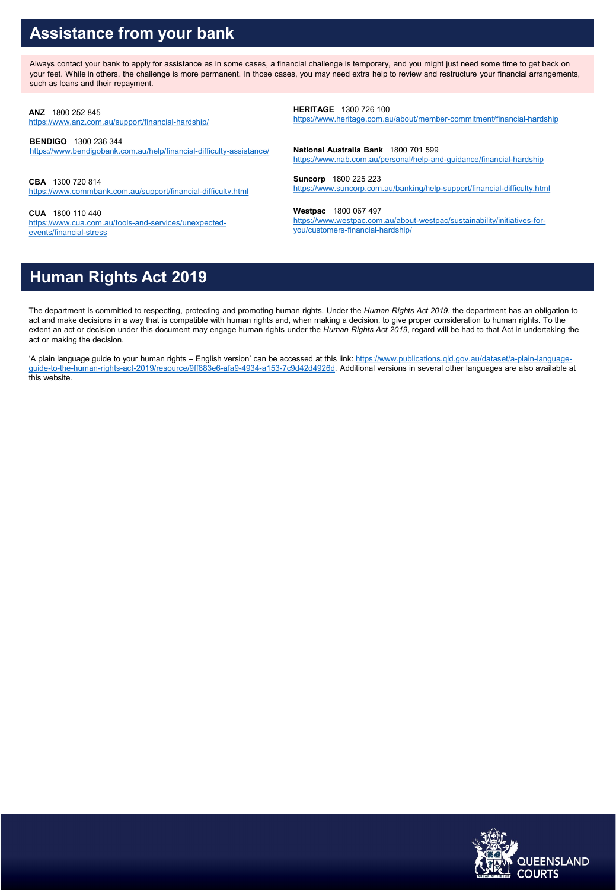## Assistance from your bank

Always contact your bank to apply for assistance as in some cases, a financial challenge is temporary, and you might just need some time to get back on your feet. While in others, the challenge is more permanent. In those cases, you may need extra help to review and restructure your financial arrangements, such as loans and their repayment.

**ANZ** 1800 252 845
https://www.anz.com.au/support/financial-hardship/

**BENDIGO** 1300 236 344
https://www.bendigobank.com.au/help/financial-difficulty-assistance/

**CBA** 1300 720 814
https://www.commbank.com.au/support/financial-difficulty.html

**CUA** 1800 110 440
https://www.cua.com.au/tools-and-services/unexpected-events/financial-stress

**HERITAGE** 1300 726 100
https://www.heritage.com.au/about/member-commitment/financial-hardship

**National Australia Bank** 1800 701 599
https://www.nab.com.au/personal/help-and-guidance/financial-hardship

**Suncorp** 1800 225 223
https://www.suncorp.com.au/banking/help-support/financial-difficulty.html

**Westpac** 1800 067 497
https://www.westpac.com.au/about-westpac/sustainability/initiatives-for-you/customers-financial-hardship/

## Human Rights Act 2019

The department is committed to respecting, protecting and promoting human rights. Under the *Human Rights Act 2019*, the department has an obligation to act and make decisions in a way that is compatible with human rights and, when making a decision, to give proper consideration to human rights. To the extent an act or decision under this document may engage human rights under the *Human Rights Act 2019*, regard will be had to that Act in undertaking the act or making the decision.

'A plain language guide to your human rights – English version' can be accessed at this link: https://www.publications.qld.gov.au/dataset/a-plain-language-guide-to-the-human-rights-act-2019/resource/9ff883e6-afa9-4934-a153-7c9d42d4926d. Additional versions in several other languages are also available at this website.

QUEENSLAND COURTS